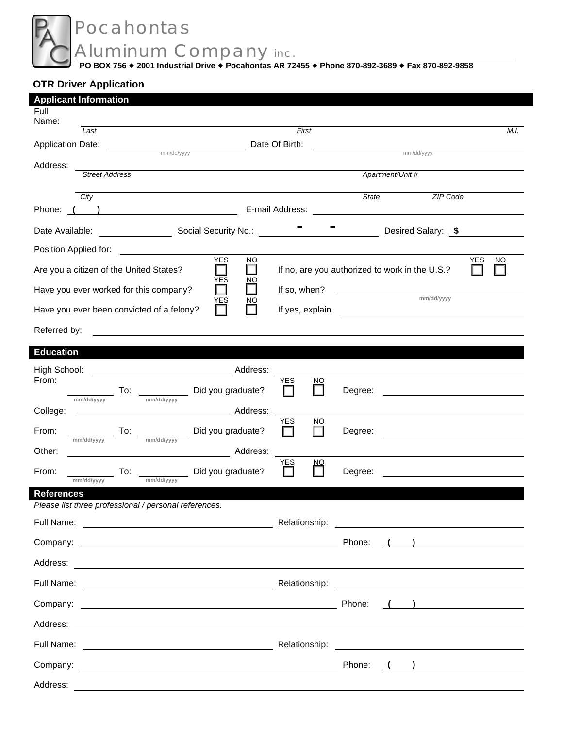# Pocahontas Aluminum Company inc.

**PO BOX 756 ◆ 2001 Industrial Drive ◆ Pocahontas AR 72455 ◆ Phone 870-892-3689 ◆ Fax 870-892-9858**

## OTR Driver Application

### Applicant Information

Full Name: ______________________________________________
*Last* *First* *M.I.*

Application Date: ______________ (mm/dd/yyyy) Date Of Birth: ______________ (mm/dd/yyyy)

Address: ______________________________________________
*Street Address* *Apartment/Unit #*

______________________________________________
*City* *State* *ZIP Code*

Phone: ( ) ______________ E-mail Address: ______________

Date Available: ______________ Social Security No.: ____ - ____ - ____ Desired Salary: $ ______________

Position Applied for: ______________________________________________

Are you a citizen of the United States? YES ☐ NO ☐ If no, are you authorized to work in the U.S.? YES ☐ NO ☐

Have you ever worked for this company? YES ☐ NO ☐ If so, when? ______________ (mm/dd/yyyy)

Have you ever been convicted of a felony? YES ☐ NO ☐ If yes, explain. ______________

Referred by: ______________________________________________

### Education

High School: ______________ Address: ______________

From: ______________ (mm/dd/yyyy) To: ______________ (mm/dd/yyyy) Did you graduate? YES ☐ NO ☐ Degree: ______________

College: ______________ Address: ______________

From: ______________ (mm/dd/yyyy) To: ______________ (mm/dd/yyyy) Did you graduate? YES ☐ NO ☐ Degree: ______________

Other: ______________ Address: ______________

From: ______________ (mm/dd/yyyy) To: ______________ (mm/dd/yyyy) Did you graduate? YES ☐ NO ☐ Degree: ______________

### References

*Please list three professional / personal references.*

Full Name: ______________ Relationship: ______________

Company: ______________ Phone: ( ) ______________

Address: ______________________________________________

Full Name: ______________ Relationship: ______________

Company: ______________ Phone: ( ) ______________

Address: ______________________________________________

Full Name: ______________ Relationship: ______________

Company: ______________ Phone: ( ) ______________

Address: ______________________________________________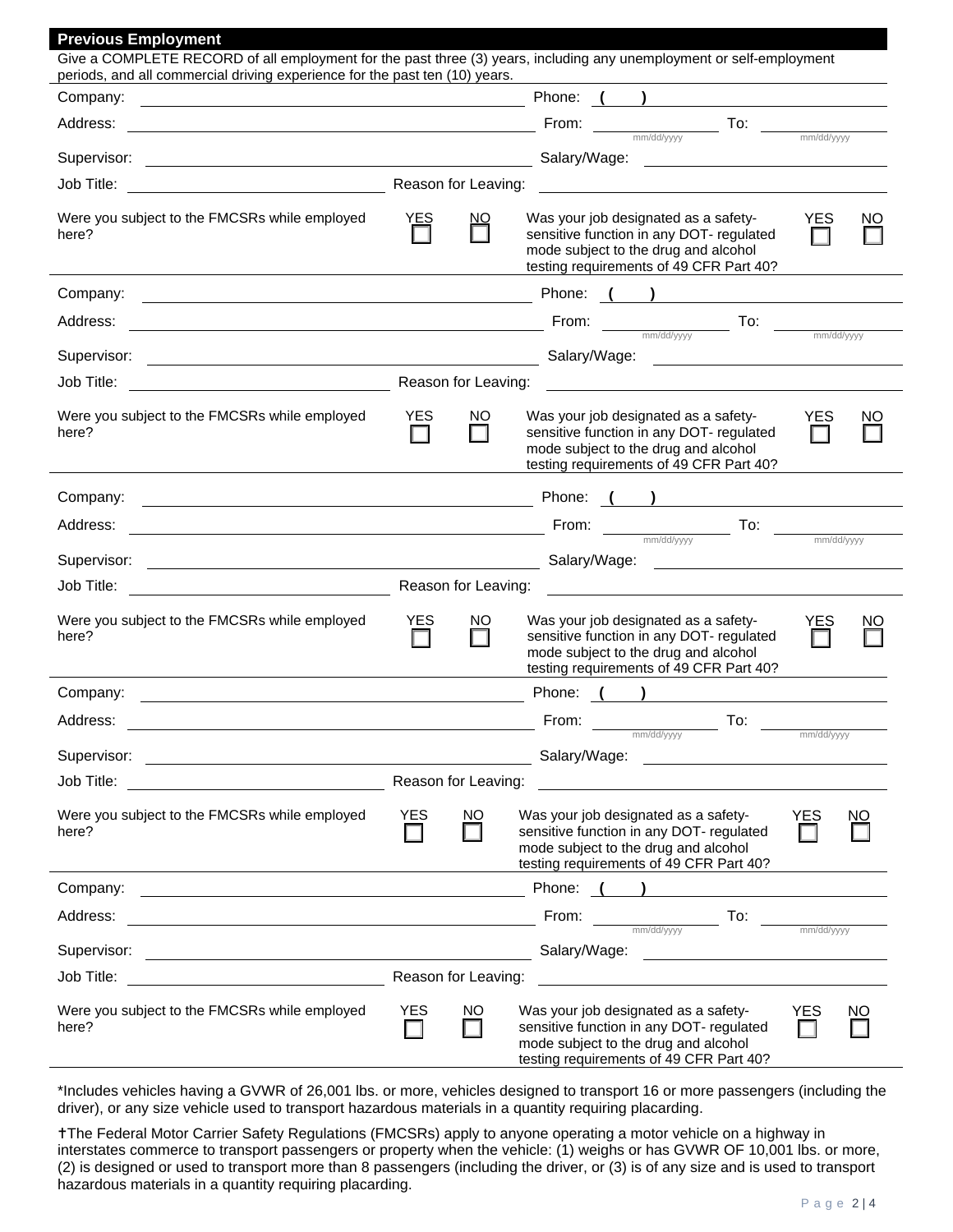## Previous Employment

Give a COMPLETE RECORD of all employment for the past three (3) years, including any unemployment or self-employment periods, and all commercial driving experience for the past ten (10) years.

Company: ____________________ Phone: (     ) ____________

Address: ____________________ From: __________ (mm/dd/yyyy) To: __________ (mm/dd/yyyy)

Supervisor: ____________________ Salary/Wage: ____________

Job Title: ____________________ Reason for Leaving: ____________

Were you subject to the FMCSRs while employed here? YES ☐ NO ☐

Was your job designated as a safety-sensitive function in any DOT- regulated mode subject to the drug and alcohol testing requirements of 49 CFR Part 40? YES ☐ NO ☐

---

Company: ____________________ Phone: (     ) ____________

Address: ____________________ From: __________ (mm/dd/yyyy) To: __________ (mm/dd/yyyy)

Supervisor: ____________________ Salary/Wage: ____________

Job Title: ____________________ Reason for Leaving: ____________

Were you subject to the FMCSRs while employed here? YES ☐ NO ☐

Was your job designated as a safety-sensitive function in any DOT- regulated mode subject to the drug and alcohol testing requirements of 49 CFR Part 40? YES ☐ NO ☐

---

Company: ____________________ Phone: (     ) ____________

Address: ____________________ From: __________ (mm/dd/yyyy) To: __________ (mm/dd/yyyy)

Supervisor: ____________________ Salary/Wage: ____________

Job Title: ____________________ Reason for Leaving: ____________

Were you subject to the FMCSRs while employed here? YES ☐ NO ☐

Was your job designated as a safety-sensitive function in any DOT- regulated mode subject to the drug and alcohol testing requirements of 49 CFR Part 40? YES ☐ NO ☐

---

Company: ____________________ Phone: (     ) ____________

Address: ____________________ From: __________ (mm/dd/yyyy) To: __________ (mm/dd/yyyy)

Supervisor: ____________________ Salary/Wage: ____________

Job Title: ____________________ Reason for Leaving: ____________

Were you subject to the FMCSRs while employed here? YES ☐ NO ☐

Was your job designated as a safety-sensitive function in any DOT- regulated mode subject to the drug and alcohol testing requirements of 49 CFR Part 40? YES ☐ NO ☐

---

Company: ____________________ Phone: (     ) ____________

Address: ____________________ From: __________ (mm/dd/yyyy) To: __________ (mm/dd/yyyy)

Supervisor: ____________________ Salary/Wage: ____________

Job Title: ____________________ Reason for Leaving: ____________

Were you subject to the FMCSRs while employed here? YES ☐ NO ☐

Was your job designated as a safety-sensitive function in any DOT- regulated mode subject to the drug and alcohol testing requirements of 49 CFR Part 40? YES ☐ NO ☐

---

*Includes vehicles having a GVWR of 26,001 lbs. or more, vehicles designed to transport 16 or more passengers (including the driver), or any size vehicle used to transport hazardous materials in a quantity requiring placarding.

†The Federal Motor Carrier Safety Regulations (FMCSRs) apply to anyone operating a motor vehicle on a highway in interstates commerce to transport passengers or property when the vehicle: (1) weighs or has GVWR OF 10,001 lbs. or more, (2) is designed or used to transport more than 8 passengers (including the driver, or (3) is of any size and is used to transport hazardous materials in a quantity requiring placarding.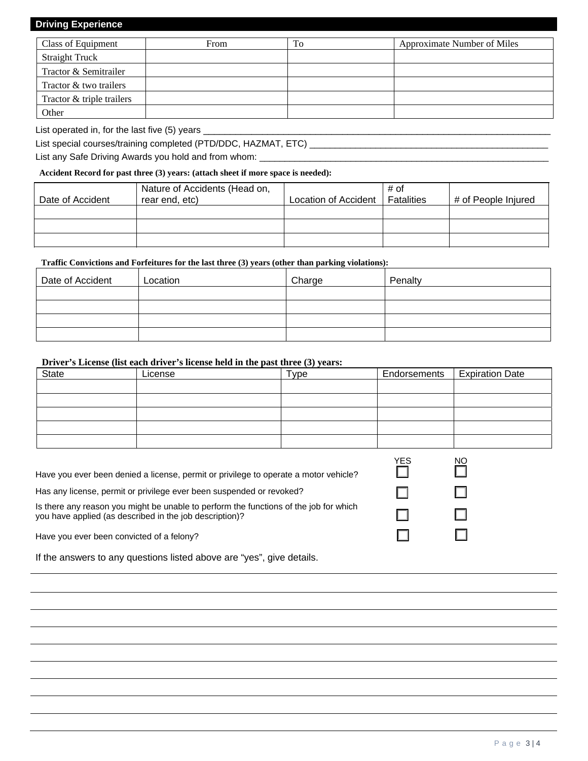## Driving Experience

| Class of Equipment | From | To | Approximate Number of Miles |
|---|---|---|---|
| Straight Truck | | | |
| Tractor & Semitrailer | | | |
| Tractor & two trailers | | | |
| Tractor & triple trailers | | | |
| Other | | | |

List operated in, for the last five (5) years ___________________________________________________________________________

List special courses/training completed (PTD/DDC, HAZMAT, ETC) _________________________________________________

List any Safe Driving Awards you hold and from whom: ______________________________________________________________

**Accident Record for past three (3) years: (attach sheet if more space is needed):**

| Date of Accident | Nature of Accidents (Head on, rear end, etc) | Location of Accident | # of Fatalities | # of People Injured |
|---|---|---|---|---|
| | | | | |
| | | | | |
| | | | | |

**Traffic Convictions and Forfeitures for the last three (3) years (other than parking violations):**

| Date of Accident | Location | Charge | Penalty |
|---|---|---|---|
| | | | |
| | | | |
| | | | |
| | | | |

**Driver's License (list each driver's license held in the past three (3) years:**

| State | License | Type | Endorsements | Expiration Date |
|---|---|---|---|---|
| | | | | |
| | | | | |
| | | | | |
| | | | | |
| | | | | |

| | YES | NO |
|---|---|---|
| Have you ever been denied a license, permit or privilege to operate a motor vehicle? | ☐ | ☐ |
| Has any license, permit or privilege ever been suspended or revoked? | ☐ | ☐ |
| Is there any reason you might be unable to perform the functions of the job for which you have applied (as described in the job description)? | ☐ | ☐ |
| Have you ever been convicted of a felony? | ☐ | ☐ |

If the answers to any questions listed above are "yes", give details.

_____________________________________________________________________________________

_____________________________________________________________________________________

_____________________________________________________________________________________

_____________________________________________________________________________________

_____________________________________________________________________________________

_____________________________________________________________________________________

_____________________________________________________________________________________

_____________________________________________________________________________________

_____________________________________________________________________________________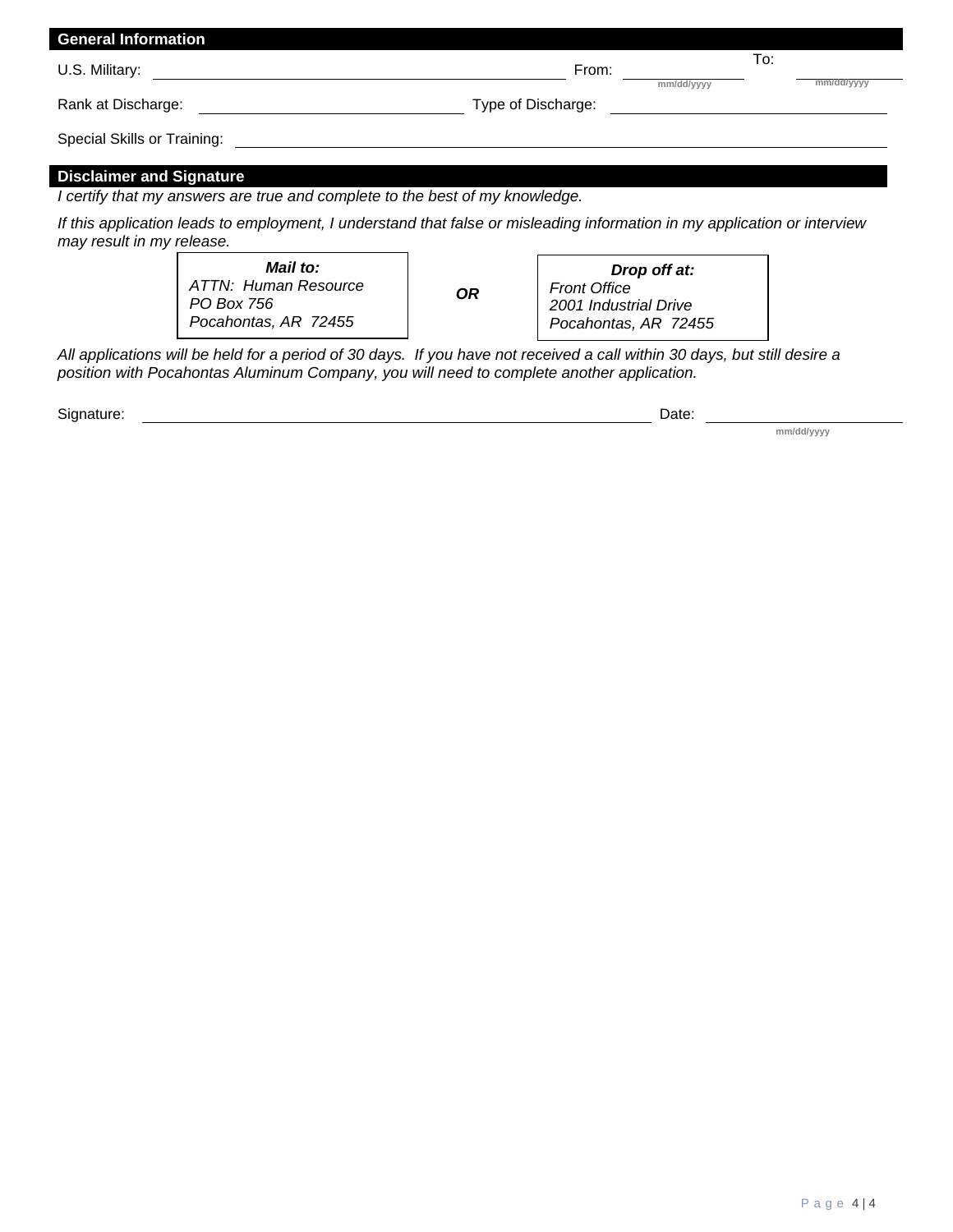## General Information

U.S. Military: ______________________ From: __________ (mm/dd/yyyy) To: __________ (mm/dd/yyyy)

Rank at Discharge: ______________________ Type of Discharge: ______________________

Special Skills or Training: ______________________

## Disclaimer and Signature

*I certify that my answers are true and complete to the best of my knowledge.*

*If this application leads to employment, I understand that false or misleading information in my application or interview may result in my release.*

***Mail to:***
*ATTN: Human Resource*
*PO Box 756*
*Pocahontas, AR 72455*

***OR***

***Drop off at:***
*Front Office*
*2001 Industrial Drive*
*Pocahontas, AR 72455*

*All applications will be held for a period of 30 days. If you have not received a call within 30 days, but still desire a position with Pocahontas Aluminum Company, you will need to complete another application.*

Signature: ______________________ Date: __________ (mm/dd/yyyy)